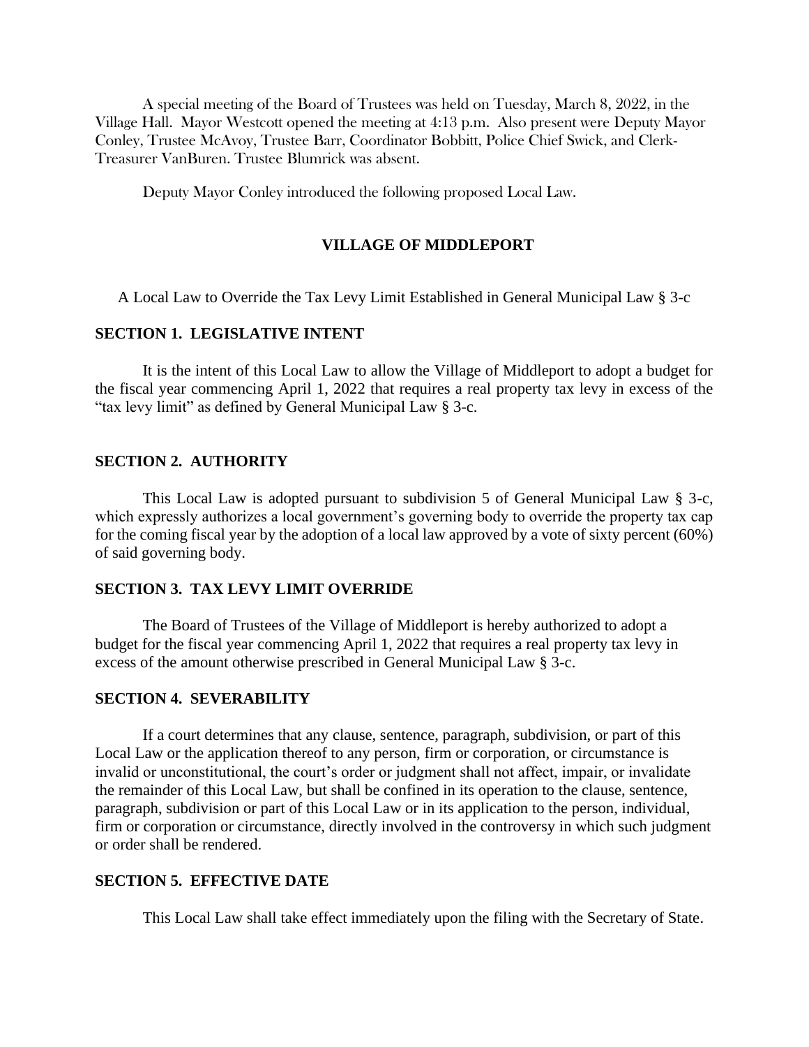A special meeting of the Board of Trustees was held on Tuesday, March 8, 2022, in the Village Hall. Mayor Westcott opened the meeting at 4:13 p.m. Also present were Deputy Mayor Conley, Trustee McAvoy, Trustee Barr, Coordinator Bobbitt, Police Chief Swick, and Clerk-Treasurer VanBuren. Trustee Blumrick was absent.

Deputy Mayor Conley introduced the following proposed Local Law.

## VILLAGE OF MIDDLEPORT

A Local Law to Override the Tax Levy Limit Established in General Municipal Law § 3-c

### SECTION 1. LEGISLATIVE INTENT

It is the intent of this Local Law to allow the Village of Middleport to adopt a budget for the fiscal year commencing April 1, 2022 that requires a real property tax levy in excess of the "tax levy limit" as defined by General Municipal Law § 3-c.

### SECTION 2. AUTHORITY

This Local Law is adopted pursuant to subdivision 5 of General Municipal Law § 3-c, which expressly authorizes a local government's governing body to override the property tax cap for the coming fiscal year by the adoption of a local law approved by a vote of sixty percent (60%) of said governing body.

### SECTION 3. TAX LEVY LIMIT OVERRIDE

The Board of Trustees of the Village of Middleport is hereby authorized to adopt a budget for the fiscal year commencing April 1, 2022 that requires a real property tax levy in excess of the amount otherwise prescribed in General Municipal Law § 3-c.

### SECTION 4. SEVERABILITY

If a court determines that any clause, sentence, paragraph, subdivision, or part of this Local Law or the application thereof to any person, firm or corporation, or circumstance is invalid or unconstitutional, the court's order or judgment shall not affect, impair, or invalidate the remainder of this Local Law, but shall be confined in its operation to the clause, sentence, paragraph, subdivision or part of this Local Law or in its application to the person, individual, firm or corporation or circumstance, directly involved in the controversy in which such judgment or order shall be rendered.

### SECTION 5. EFFECTIVE DATE

This Local Law shall take effect immediately upon the filing with the Secretary of State.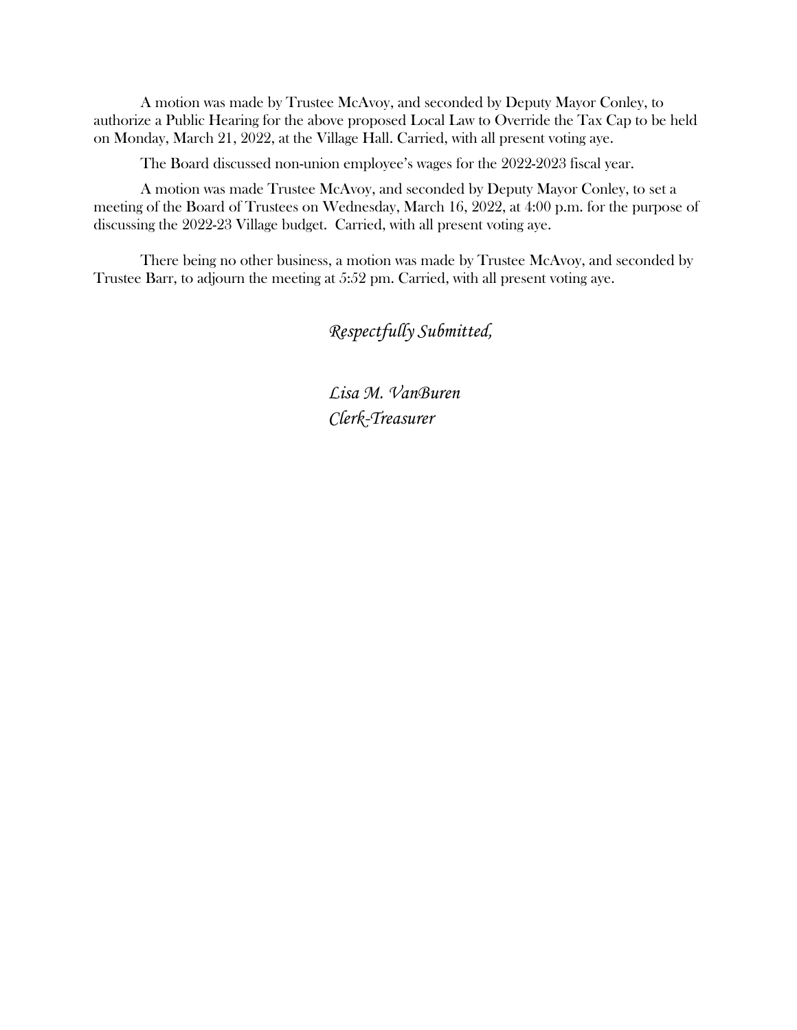A motion was made by Trustee McAvoy, and seconded by Deputy Mayor Conley, to authorize a Public Hearing for the above proposed Local Law to Override the Tax Cap to be held on Monday, March 21, 2022, at the Village Hall. Carried, with all present voting aye.

The Board discussed non-union employee's wages for the 2022-2023 fiscal year.

A motion was made Trustee McAvoy, and seconded by Deputy Mayor Conley, to set a meeting of the Board of Trustees on Wednesday, March 16, 2022, at 4:00 p.m. for the purpose of discussing the 2022-23 Village budget. Carried, with all present voting aye.

There being no other business, a motion was made by Trustee McAvoy, and seconded by Trustee Barr, to adjourn the meeting at 5:52 pm. Carried, with all present voting aye.

*Respectfully Submitted,*

*Lisa M. VanBuren*
*Clerk-Treasurer*